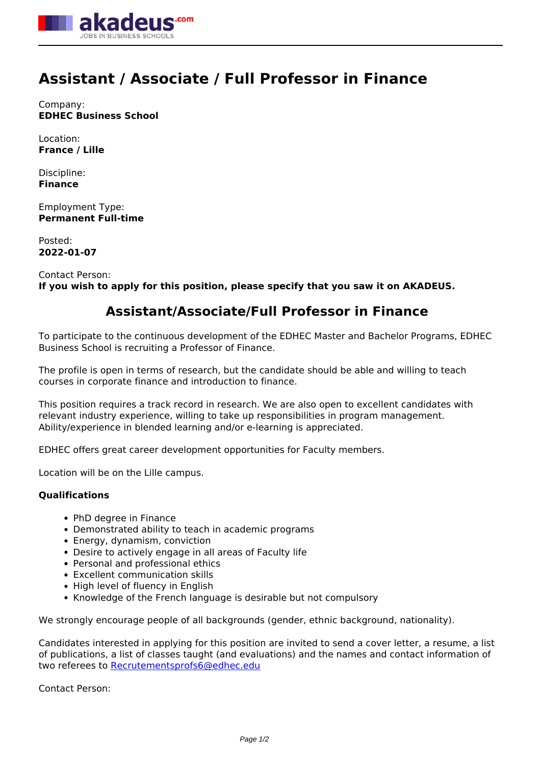# Assistant / Associate / Full Professor in Finance

Company:
**EDHEC Business School**

Location:
**France / Lille**

Discipline:
**Finance**

Employment Type:
**Permanent Full-time**

Posted:
**2022-01-07**

Contact Person:
**If you wish to apply for this position, please specify that you saw it on AKADEUS.**

## Assistant/Associate/Full Professor in Finance

To participate to the continuous development of the EDHEC Master and Bachelor Programs, EDHEC Business School is recruiting a Professor of Finance.

The profile is open in terms of research, but the candidate should be able and willing to teach courses in corporate finance and introduction to finance.

This position requires a track record in research. We are also open to excellent candidates with relevant industry experience, willing to take up responsibilities in program management. Ability/experience in blended learning and/or e-learning is appreciated.

EDHEC offers great career development opportunities for Faculty members.

Location will be on the Lille campus.

**Qualifications**

- PhD degree in Finance
- Demonstrated ability to teach in academic programs
- Energy, dynamism, conviction
- Desire to actively engage in all areas of Faculty life
- Personal and professional ethics
- Excellent communication skills
- High level of fluency in English
- Knowledge of the French language is desirable but not compulsory

We strongly encourage people of all backgrounds (gender, ethnic background, nationality).

Candidates interested in applying for this position are invited to send a cover letter, a resume, a list of publications, a list of classes taught (and evaluations) and the names and contact information of two referees to Recrutementsprofs6@edhec.edu

Contact Person: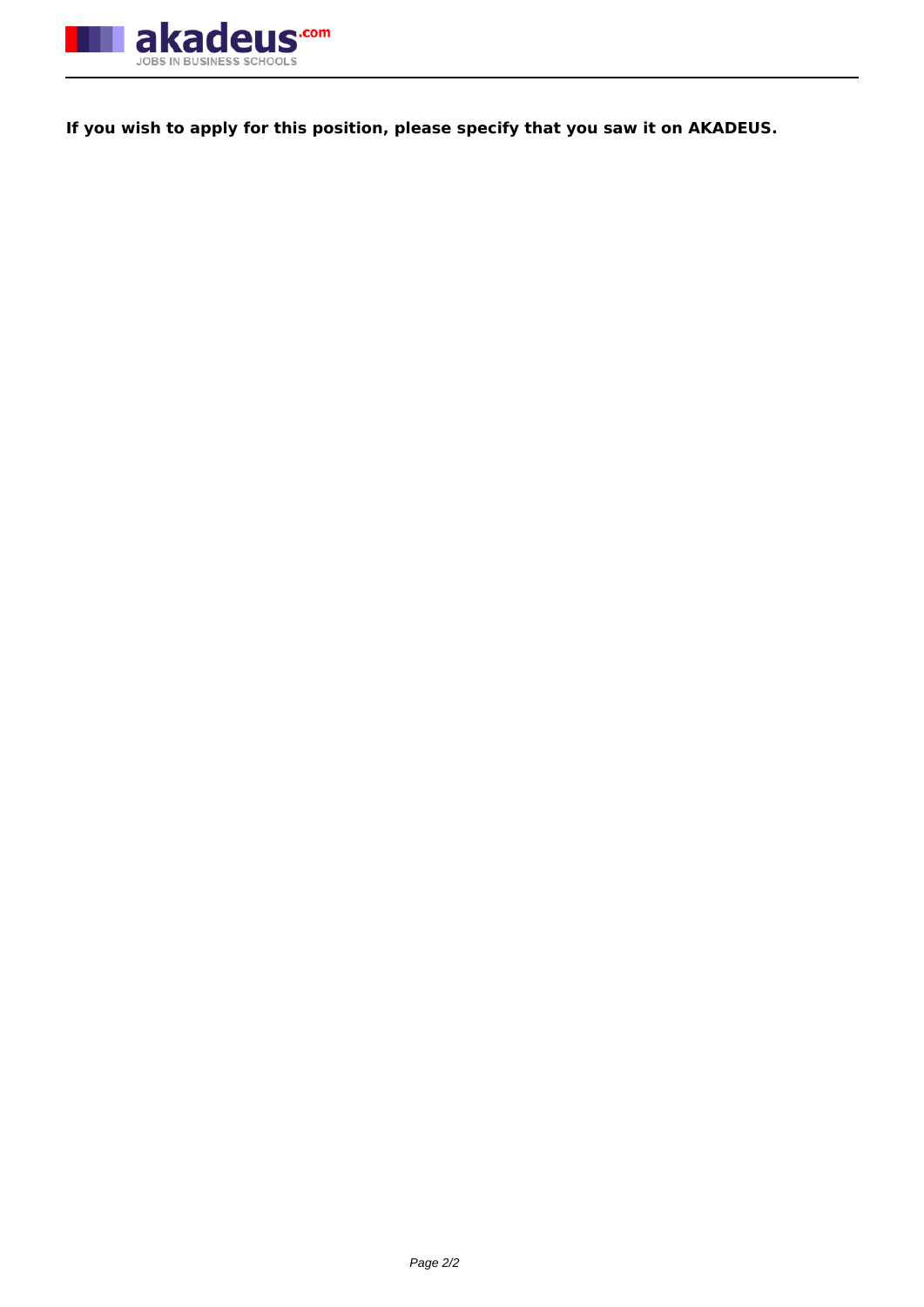**If you wish to apply for this position, please specify that you saw it on AKADEUS.**